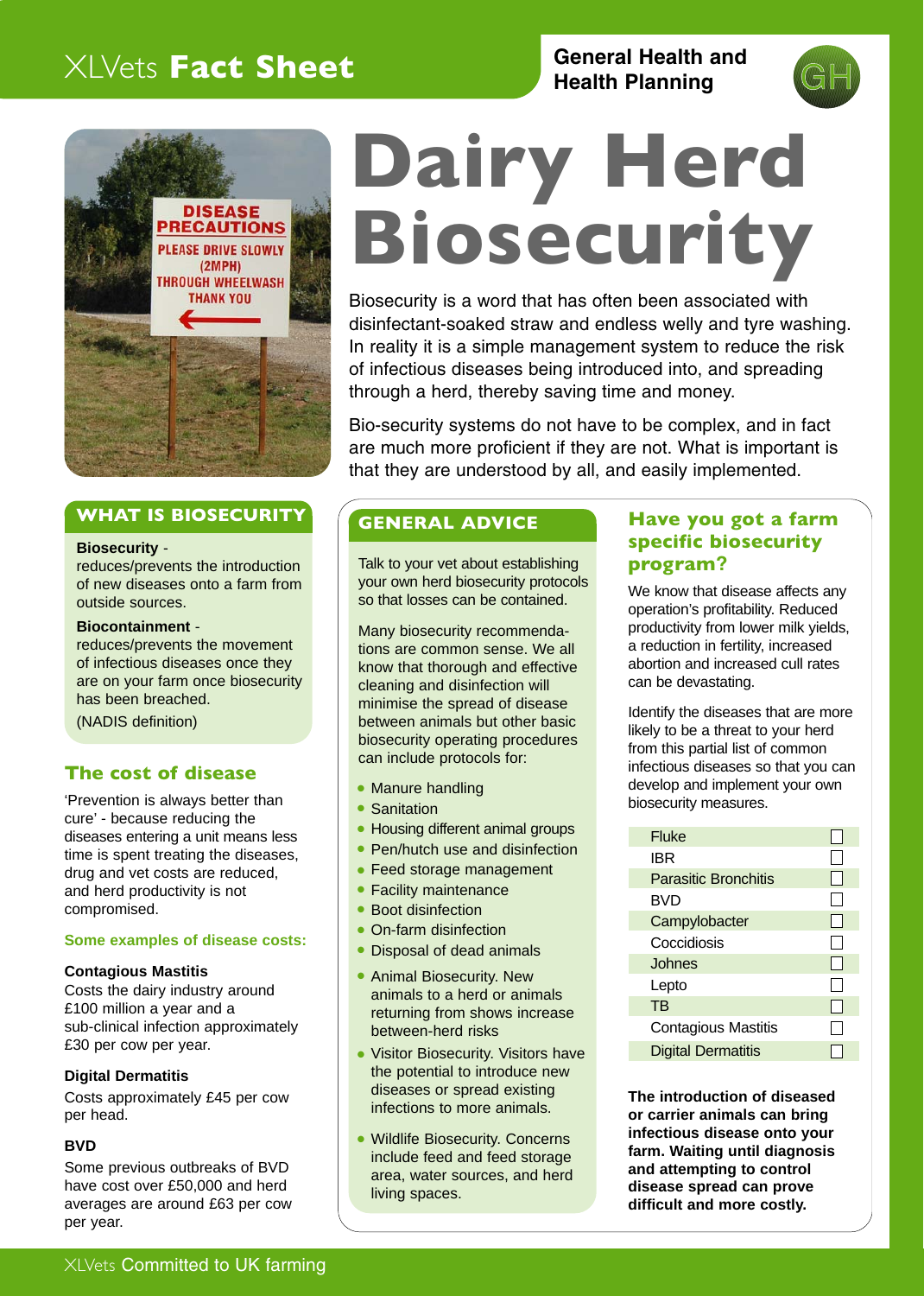XLVets **Fact Sheet**

**General Health and Health Planning**

# Dairy Herd Biosecurity

Biosecurity is a word that has often been associated with disinfectant-soaked straw and endless welly and tyre washing. In reality it is a simple management system to reduce the risk of infectious diseases being introduced into, and spreading through a herd, thereby saving time and money.

Bio-security systems do not have to be complex, and in fact are much more proficient if they are not. What is important is that they are understood by all, and easily implemented.

## WHAT IS BIOSECURITY

**Biosecurity** - reduces/prevents the introduction of new diseases onto a farm from outside sources.

**Biocontainment** - reduces/prevents the movement of infectious diseases once they are on your farm once biosecurity has been breached.

(NADIS definition)

## The cost of disease

'Prevention is always better than cure' - because reducing the diseases entering a unit means less time is spent treating the diseases, drug and vet costs are reduced, and herd productivity is not compromised.

### Some examples of disease costs:

**Contagious Mastitis**
Costs the dairy industry around £100 million a year and a sub-clinical infection approximately £30 per cow per year.

**Digital Dermatitis**
Costs approximately £45 per cow per head.

**BVD**
Some previous outbreaks of BVD have cost over £50,000 and herd averages are around £63 per cow per year.

## GENERAL ADVICE

Talk to your vet about establishing your own herd biosecurity protocols so that losses can be contained.

Many biosecurity recommendations are common sense. We all know that thorough and effective cleaning and disinfection will minimise the spread of disease between animals but other basic biosecurity operating procedures can include protocols for:

- Manure handling
- Sanitation
- Housing different animal groups
- Pen/hutch use and disinfection
- Feed storage management
- Facility maintenance
- Boot disinfection
- On-farm disinfection
- Disposal of dead animals
- Animal Biosecurity. New animals to a herd or animals returning from shows increase between-herd risks
- Visitor Biosecurity. Visitors have the potential to introduce new diseases or spread existing infections to more animals.
- Wildlife Biosecurity. Concerns include feed and feed storage area, water sources, and herd living spaces.

## Have you got a farm specific biosecurity program?

We know that disease affects any operation's profitability. Reduced productivity from lower milk yields, a reduction in fertility, increased abortion and increased cull rates can be devastating.

Identify the diseases that are more likely to be a threat to your herd from this partial list of common infectious diseases so that you can develop and implement your own biosecurity measures.

| Disease | |
|---|---|
| Fluke | ☐ |
| IBR | ☐ |
| Parasitic Bronchitis | ☐ |
| BVD | ☐ |
| Campylobacter | ☐ |
| Coccidiosis | ☐ |
| Johnes | ☐ |
| Lepto | ☐ |
| TB | ☐ |
| Contagious Mastitis | ☐ |
| Digital Dermatitis | ☐ |

**The introduction of diseased or carrier animals can bring infectious disease onto your farm. Waiting until diagnosis and attempting to control disease spread can prove difficult and more costly.**

XLVets Committed to UK farming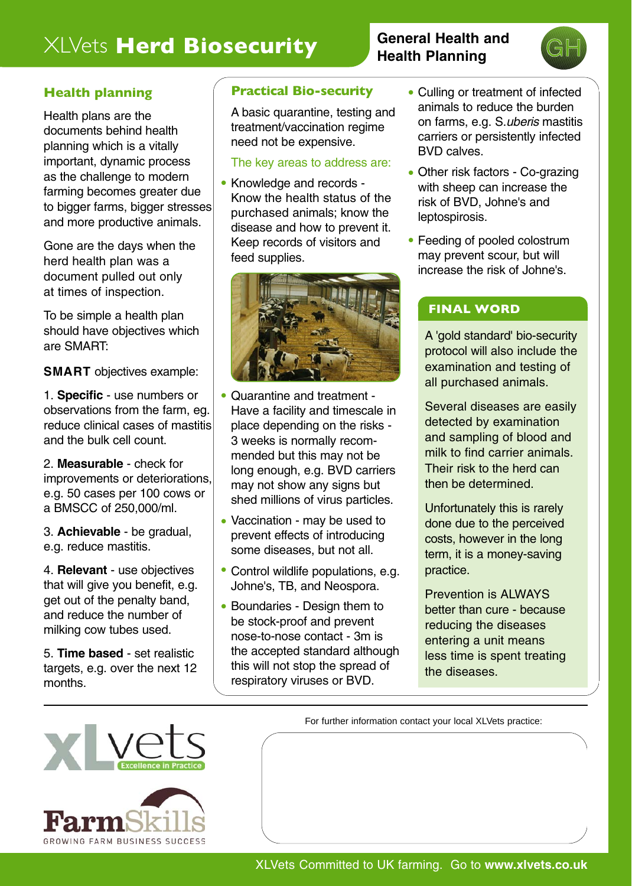# XLVets **Herd Biosecurity**

**General Health and Health Planning**

## Health planning

Health plans are the documents behind health planning which is a vitally important, dynamic process as the challenge to modern farming becomes greater due to bigger farms, bigger stresses and more productive animals.

Gone are the days when the herd health plan was a document pulled out only at times of inspection.

To be simple a health plan should have objectives which are SMART:

**SMART** objectives example:

1. **Specific** - use numbers or observations from the farm, eg. reduce clinical cases of mastitis and the bulk cell count.

2. **Measurable** - check for improvements or deteriorations, e.g. 50 cases per 100 cows or a BMSCC of 250,000/ml.

3. **Achievable** - be gradual, e.g. reduce mastitis.

4. **Relevant** - use objectives that will give you benefit, e.g. get out of the penalty band, and reduce the number of milking cow tubes used.

5. **Time based** - set realistic targets, e.g. over the next 12 months.

## Practical Bio-security

A basic quarantine, testing and treatment/vaccination regime need not be expensive.

The key areas to address are:

- Knowledge and records - Know the health status of the purchased animals; know the disease and how to prevent it. Keep records of visitors and feed supplies.
- Quarantine and treatment - Have a facility and timescale in place depending on the risks - 3 weeks is normally recommended but this may not be long enough, e.g. BVD carriers may not show any signs but shed millions of virus particles.
- Vaccination - may be used to prevent effects of introducing some diseases, but not all.
- Control wildlife populations, e.g. Johne's, TB, and Neospora.
- Boundaries - Design them to be stock-proof and prevent nose-to-nose contact - 3m is the accepted standard although this will not stop the spread of respiratory viruses or BVD.
- Culling or treatment of infected animals to reduce the burden on farms, e.g. S.*uberis* mastitis carriers or persistently infected BVD calves.
- Other risk factors - Co-grazing with sheep can increase the risk of BVD, Johne's and leptospirosis.
- Feeding of pooled colostrum may prevent scour, but will increase the risk of Johne's.

## FINAL WORD

A 'gold standard' bio-security protocol will also include the examination and testing of all purchased animals.

Several diseases are easily detected by examination and sampling of blood and milk to find carrier animals. Their risk to the herd can then be determined.

Unfortunately this is rarely done due to the perceived costs, however in the long term, it is a money-saving practice.

Prevention is ALWAYS better than cure - because reducing the diseases entering a unit means less time is spent treating the diseases.

For further information contact your local XLVets practice:

XLVets Committed to UK farming. Go to **www.xlvets.co.uk**